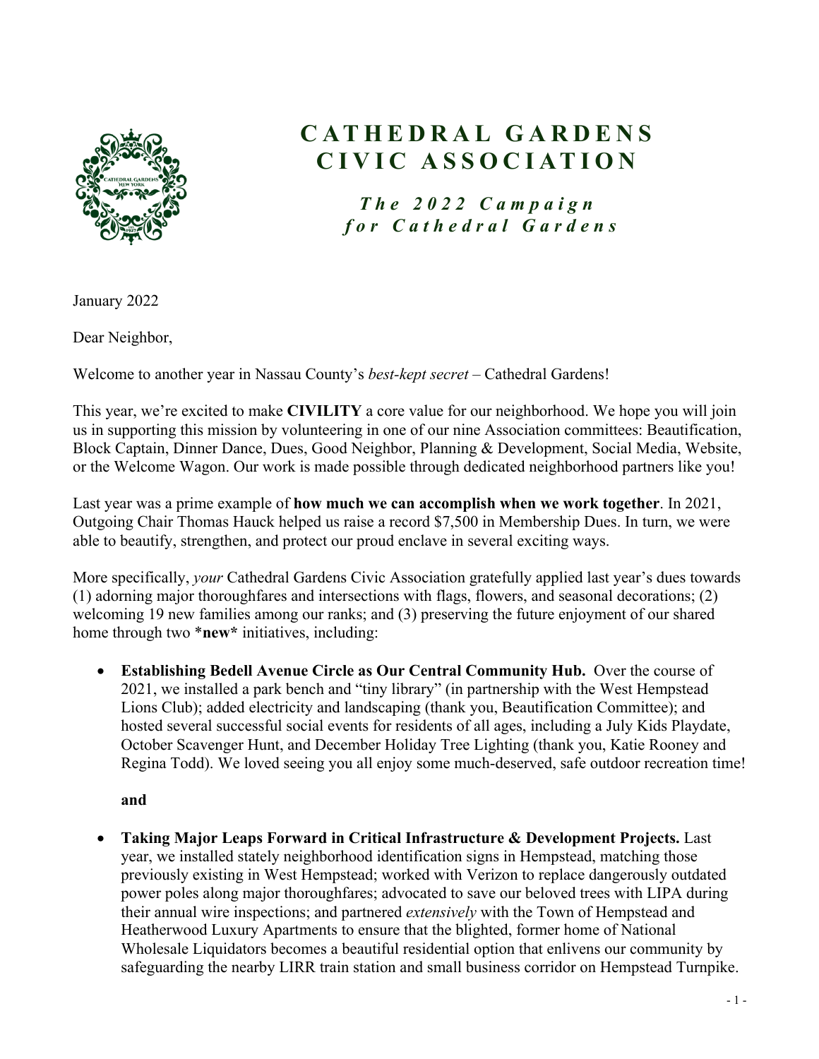# CATHEDRAL GARDENS CIVIC ASSOCIATION

### *The 2022 Campaign for Cathedral Gardens*

January 2022

Dear Neighbor,

Welcome to another year in Nassau County's *best-kept secret* – Cathedral Gardens!

This year, we're excited to make **CIVILITY** a core value for our neighborhood. We hope you will join us in supporting this mission by volunteering in one of our nine Association committees: Beautification, Block Captain, Dinner Dance, Dues, Good Neighbor, Planning & Development, Social Media, Website, or the Welcome Wagon. Our work is made possible through dedicated neighborhood partners like you!

Last year was a prime example of **how much we can accomplish when we work together**. In 2021, Outgoing Chair Thomas Hauck helped us raise a record $7,500 in Membership Dues. In turn, we were able to beautify, strengthen, and protect our proud enclave in several exciting ways.

More specifically, *your* Cathedral Gardens Civic Association gratefully applied last year's dues towards (1) adorning major thoroughfares and intersections with flags, flowers, and seasonal decorations; (2) welcoming 19 new families among our ranks; and (3) preserving the future enjoyment of our shared home through two ***new*** initiatives, including:

- **Establishing Bedell Avenue Circle as Our Central Community Hub.** Over the course of 2021, we installed a park bench and "tiny library" (in partnership with the West Hempstead Lions Club); added electricity and landscaping (thank you, Beautification Committee); and hosted several successful social events for residents of all ages, including a July Kids Playdate, October Scavenger Hunt, and December Holiday Tree Lighting (thank you, Katie Rooney and Regina Todd). We loved seeing you all enjoy some much-deserved, safe outdoor recreation time!

  **and**

- **Taking Major Leaps Forward in Critical Infrastructure & Development Projects.** Last year, we installed stately neighborhood identification signs in Hempstead, matching those previously existing in West Hempstead; worked with Verizon to replace dangerously outdated power poles along major thoroughfares; advocated to save our beloved trees with LIPA during their annual wire inspections; and partnered *extensively* with the Town of Hempstead and Heatherwood Luxury Apartments to ensure that the blighted, former home of National Wholesale Liquidators becomes a beautiful residential option that enlivens our community by safeguarding the nearby LIRR train station and small business corridor on Hempstead Turnpike.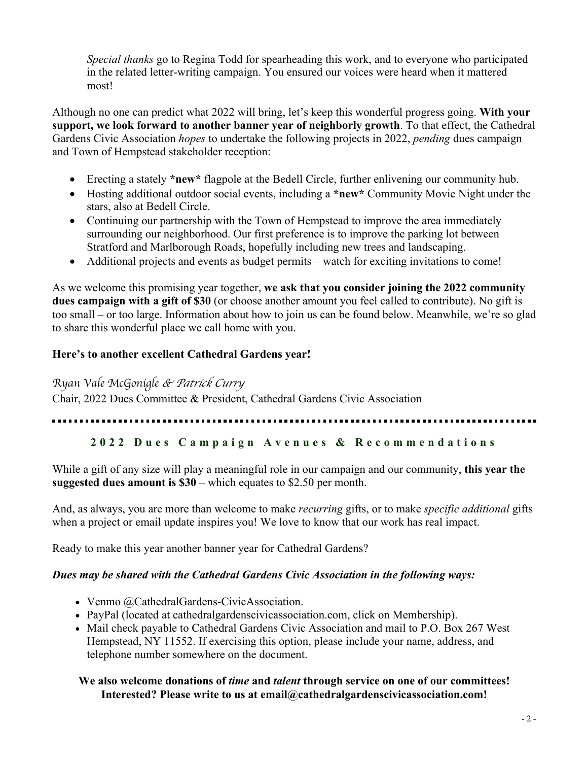*Special thanks* go to Regina Todd for spearheading this work, and to everyone who participated in the related letter-writing campaign. You ensured our voices were heard when it mattered most!

Although no one can predict what 2022 will bring, let's keep this wonderful progress going. **With your support, we look forward to another banner year of neighborly growth**. To that effect, the Cathedral Gardens Civic Association *hopes* to undertake the following projects in 2022, *pending* dues campaign and Town of Hempstead stakeholder reception:

- Erecting a stately **\*new\*** flagpole at the Bedell Circle, further enlivening our community hub.
- Hosting additional outdoor social events, including a **\*new\*** Community Movie Night under the stars, also at Bedell Circle.
- Continuing our partnership with the Town of Hempstead to improve the area immediately surrounding our neighborhood. Our first preference is to improve the parking lot between Stratford and Marlborough Roads, hopefully including new trees and landscaping.
- Additional projects and events as budget permits – watch for exciting invitations to come!

As we welcome this promising year together, **we ask that you consider joining the 2022 community dues campaign with a gift of $30** (or choose another amount you feel called to contribute). No gift is too small – or too large. Information about how to join us can be found below. Meanwhile, we're so glad to share this wonderful place we call home with you.

**Here's to another excellent Cathedral Gardens year!**

*Ryan Vale McGonigle & Patrick Curry*
Chair, 2022 Dues Committee & President, Cathedral Gardens Civic Association

---

## 2022 Dues Campaign Avenues & Recommendations

While a gift of any size will play a meaningful role in our campaign and our community, **this year the suggested dues amount is $30** – which equates to $2.50 per month.

And, as always, you are more than welcome to make *recurring* gifts, or to make *specific additional* gifts when a project or email update inspires you! We love to know that our work has real impact.

Ready to make this year another banner year for Cathedral Gardens?

***Dues may be shared with the Cathedral Gardens Civic Association in the following ways:***

- Venmo @CathedralGardens-CivicAssociation.
- PayPal (located at cathedralgardenscivicassociation.com, click on Membership).
- Mail check payable to Cathedral Gardens Civic Association and mail to P.O. Box 267 West Hempstead, NY 11552. If exercising this option, please include your name, address, and telephone number somewhere on the document.

**We also welcome donations of *time* and *talent* through service on one of our committees! Interested? Please write to us at email@cathedralgardenscivicassociation.com!**